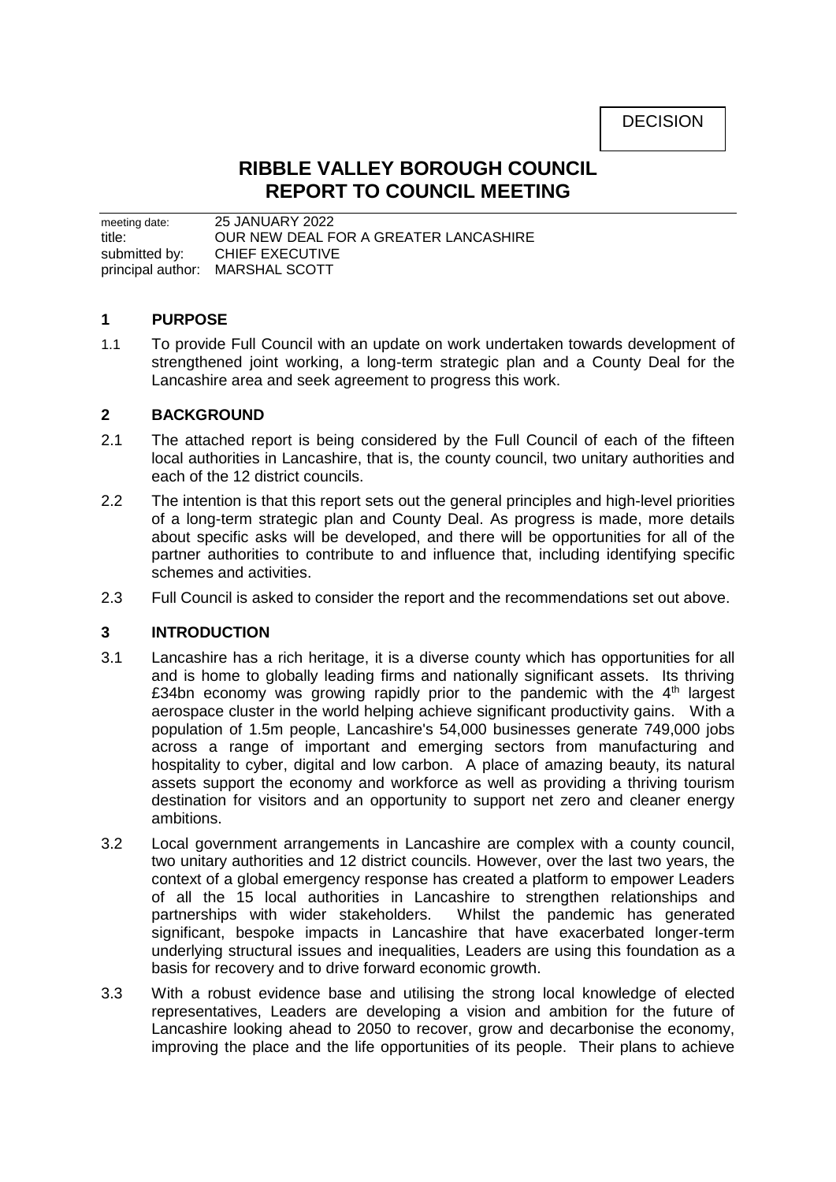DECISION

# RIBBLE VALLEY BOROUGH COUNCIL
# REPORT TO COUNCIL MEETING

meeting date: 25 JANUARY 2022
title: OUR NEW DEAL FOR A GREATER LANCASHIRE
submitted by: CHIEF EXECUTIVE
principal author: MARSHAL SCOTT

## 1 PURPOSE

1.1 To provide Full Council with an update on work undertaken towards development of strengthened joint working, a long-term strategic plan and a County Deal for the Lancashire area and seek agreement to progress this work.

## 2 BACKGROUND

2.1 The attached report is being considered by the Full Council of each of the fifteen local authorities in Lancashire, that is, the county council, two unitary authorities and each of the 12 district councils.

2.2 The intention is that this report sets out the general principles and high-level priorities of a long-term strategic plan and County Deal. As progress is made, more details about specific asks will be developed, and there will be opportunities for all of the partner authorities to contribute to and influence that, including identifying specific schemes and activities.

2.3 Full Council is asked to consider the report and the recommendations set out above.

## 3 INTRODUCTION

3.1 Lancashire has a rich heritage, it is a diverse county which has opportunities for all and is home to globally leading firms and nationally significant assets. Its thriving £34bn economy was growing rapidly prior to the pandemic with the 4th largest aerospace cluster in the world helping achieve significant productivity gains. With a population of 1.5m people, Lancashire's 54,000 businesses generate 749,000 jobs across a range of important and emerging sectors from manufacturing and hospitality to cyber, digital and low carbon. A place of amazing beauty, its natural assets support the economy and workforce as well as providing a thriving tourism destination for visitors and an opportunity to support net zero and cleaner energy ambitions.

3.2 Local government arrangements in Lancashire are complex with a county council, two unitary authorities and 12 district councils. However, over the last two years, the context of a global emergency response has created a platform to empower Leaders of all the 15 local authorities in Lancashire to strengthen relationships and partnerships with wider stakeholders. Whilst the pandemic has generated significant, bespoke impacts in Lancashire that have exacerbated longer-term underlying structural issues and inequalities, Leaders are using this foundation as a basis for recovery and to drive forward economic growth.

3.3 With a robust evidence base and utilising the strong local knowledge of elected representatives, Leaders are developing a vision and ambition for the future of Lancashire looking ahead to 2050 to recover, grow and decarbonise the economy, improving the place and the life opportunities of its people. Their plans to achieve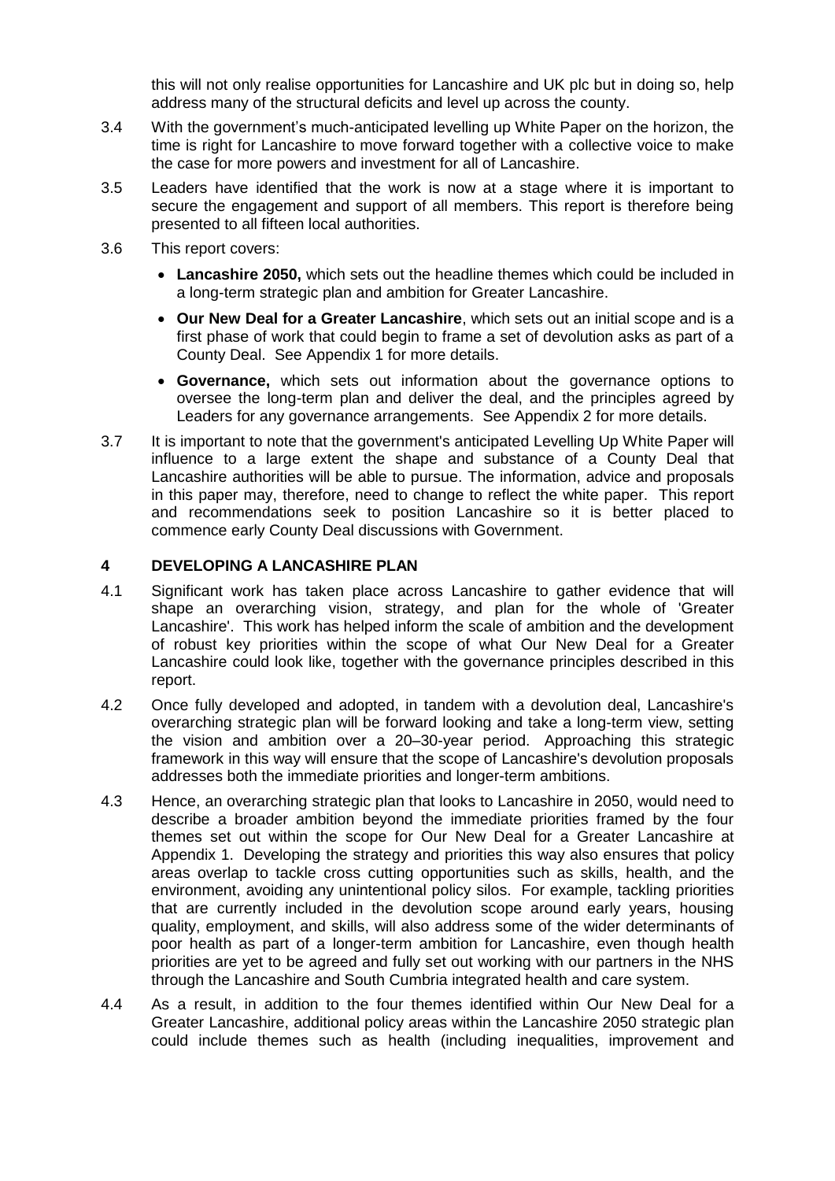this will not only realise opportunities for Lancashire and UK plc but in doing so, help address many of the structural deficits and level up across the county.

3.4 With the government's much-anticipated levelling up White Paper on the horizon, the time is right for Lancashire to move forward together with a collective voice to make the case for more powers and investment for all of Lancashire.

3.5 Leaders have identified that the work is now at a stage where it is important to secure the engagement and support of all members. This report is therefore being presented to all fifteen local authorities.

3.6 This report covers:

- **Lancashire 2050,** which sets out the headline themes which could be included in a long-term strategic plan and ambition for Greater Lancashire.
- **Our New Deal for a Greater Lancashire**, which sets out an initial scope and is a first phase of work that could begin to frame a set of devolution asks as part of a County Deal. See Appendix 1 for more details.
- **Governance,** which sets out information about the governance options to oversee the long-term plan and deliver the deal, and the principles agreed by Leaders for any governance arrangements. See Appendix 2 for more details.

3.7 It is important to note that the government's anticipated Levelling Up White Paper will influence to a large extent the shape and substance of a County Deal that Lancashire authorities will be able to pursue. The information, advice and proposals in this paper may, therefore, need to change to reflect the white paper. This report and recommendations seek to position Lancashire so it is better placed to commence early County Deal discussions with Government.

## 4 DEVELOPING A LANCASHIRE PLAN

4.1 Significant work has taken place across Lancashire to gather evidence that will shape an overarching vision, strategy, and plan for the whole of 'Greater Lancashire'. This work has helped inform the scale of ambition and the development of robust key priorities within the scope of what Our New Deal for a Greater Lancashire could look like, together with the governance principles described in this report.

4.2 Once fully developed and adopted, in tandem with a devolution deal, Lancashire's overarching strategic plan will be forward looking and take a long-term view, setting the vision and ambition over a 20–30-year period. Approaching this strategic framework in this way will ensure that the scope of Lancashire's devolution proposals addresses both the immediate priorities and longer-term ambitions.

4.3 Hence, an overarching strategic plan that looks to Lancashire in 2050, would need to describe a broader ambition beyond the immediate priorities framed by the four themes set out within the scope for Our New Deal for a Greater Lancashire at Appendix 1. Developing the strategy and priorities this way also ensures that policy areas overlap to tackle cross cutting opportunities such as skills, health, and the environment, avoiding any unintentional policy silos. For example, tackling priorities that are currently included in the devolution scope around early years, housing quality, employment, and skills, will also address some of the wider determinants of poor health as part of a longer-term ambition for Lancashire, even though health priorities are yet to be agreed and fully set out working with our partners in the NHS through the Lancashire and South Cumbria integrated health and care system.

4.4 As a result, in addition to the four themes identified within Our New Deal for a Greater Lancashire, additional policy areas within the Lancashire 2050 strategic plan could include themes such as health (including inequalities, improvement and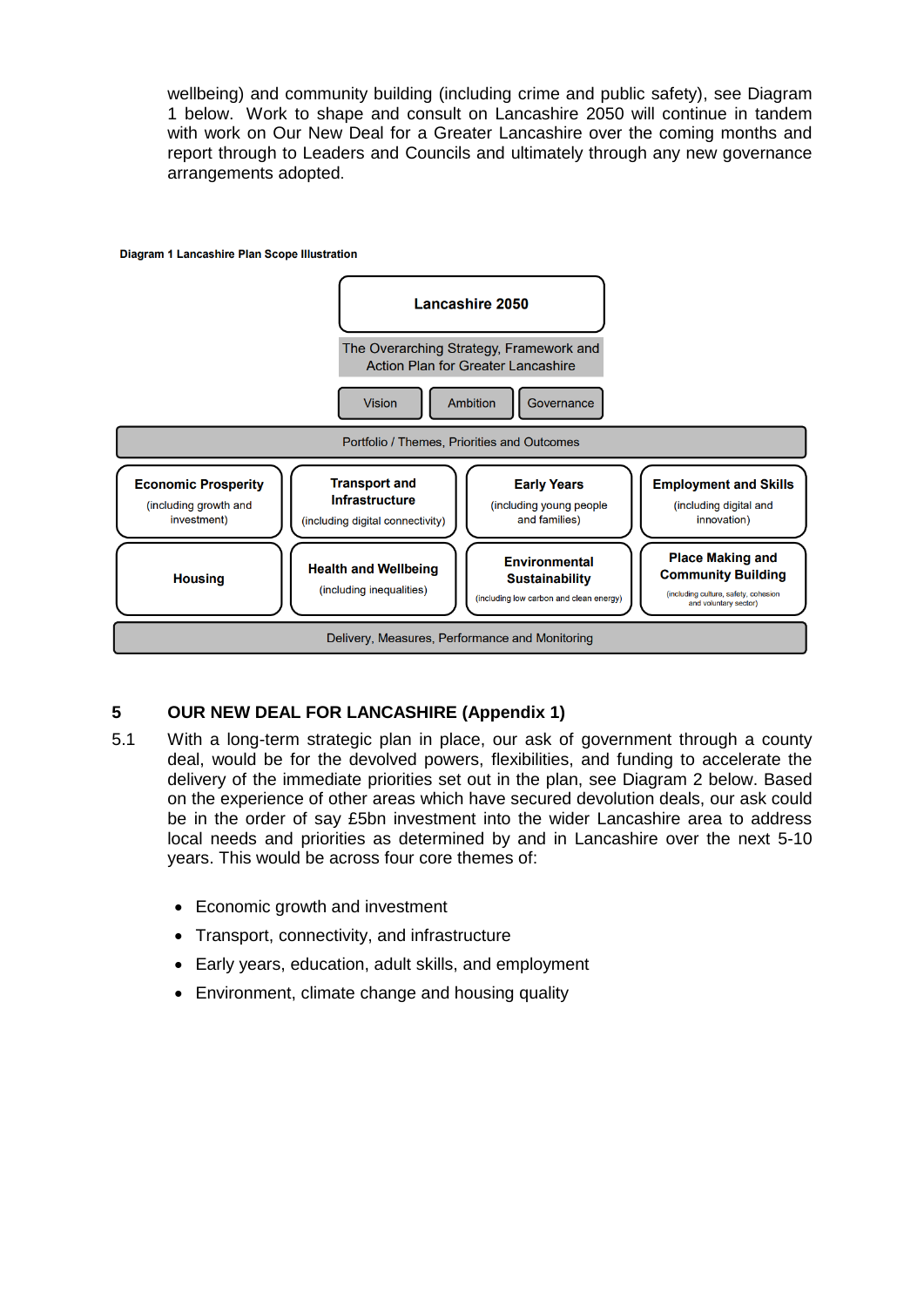wellbeing) and community building (including crime and public safety), see Diagram 1 below. Work to shape and consult on Lancashire 2050 will continue in tandem with work on Our New Deal for a Greater Lancashire over the coming months and report through to Leaders and Councils and ultimately through any new governance arrangements adopted.

**Diagram 1 Lancashire Plan Scope Illustration**

**Lancashire 2050**

The Overarching Strategy, Framework and Action Plan for Greater Lancashire

Vision | Ambition | Governance

Portfolio / Themes, Priorities and Outcomes

| | | | |
|---|---|---|---|
| **Economic Prosperity** (including growth and investment) | **Transport and Infrastructure** (including digital connectivity) | **Early Years** (including young people and families) | **Employment and Skills** (including digital and innovation) |
| **Housing** | **Health and Wellbeing** (including inequalities) | **Environmental Sustainability** (including low carbon and clean energy) | **Place Making and Community Building** (including culture, safety, cohesion and voluntary sector) |

Delivery, Measures, Performance and Monitoring

## 5 OUR NEW DEAL FOR LANCASHIRE (Appendix 1)

5.1 With a long-term strategic plan in place, our ask of government through a county deal, would be for the devolved powers, flexibilities, and funding to accelerate the delivery of the immediate priorities set out in the plan, see Diagram 2 below. Based on the experience of other areas which have secured devolution deals, our ask could be in the order of say £5bn investment into the wider Lancashire area to address local needs and priorities as determined by and in Lancashire over the next 5-10 years. This would be across four core themes of:

- Economic growth and investment
- Transport, connectivity, and infrastructure
- Early years, education, adult skills, and employment
- Environment, climate change and housing quality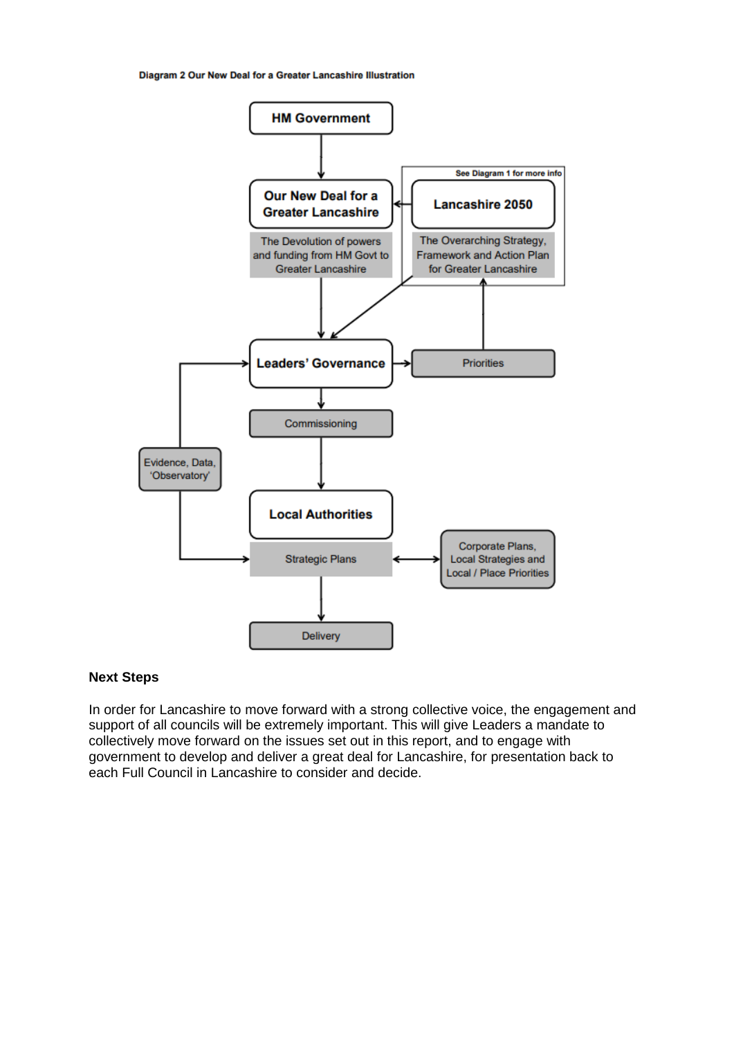Diagram 2 Our New Deal for a Greater Lancashire Illustration

HM Government

Our New Deal for a Greater Lancashire

The Devolution of powers and funding from HM Govt to Greater Lancashire

See Diagram 1 for more info

Lancashire 2050

The Overarching Strategy, Framework and Action Plan for Greater Lancashire

Leaders' Governance

Priorities

Commissioning

Evidence, Data, 'Observatory'

Local Authorities

Strategic Plans

Corporate Plans, Local Strategies and Local / Place Priorities

Delivery

**Next Steps**

In order for Lancashire to move forward with a strong collective voice, the engagement and support of all councils will be extremely important. This will give Leaders a mandate to collectively move forward on the issues set out in this report, and to engage with government to develop and deliver a great deal for Lancashire, for presentation back to each Full Council in Lancashire to consider and decide.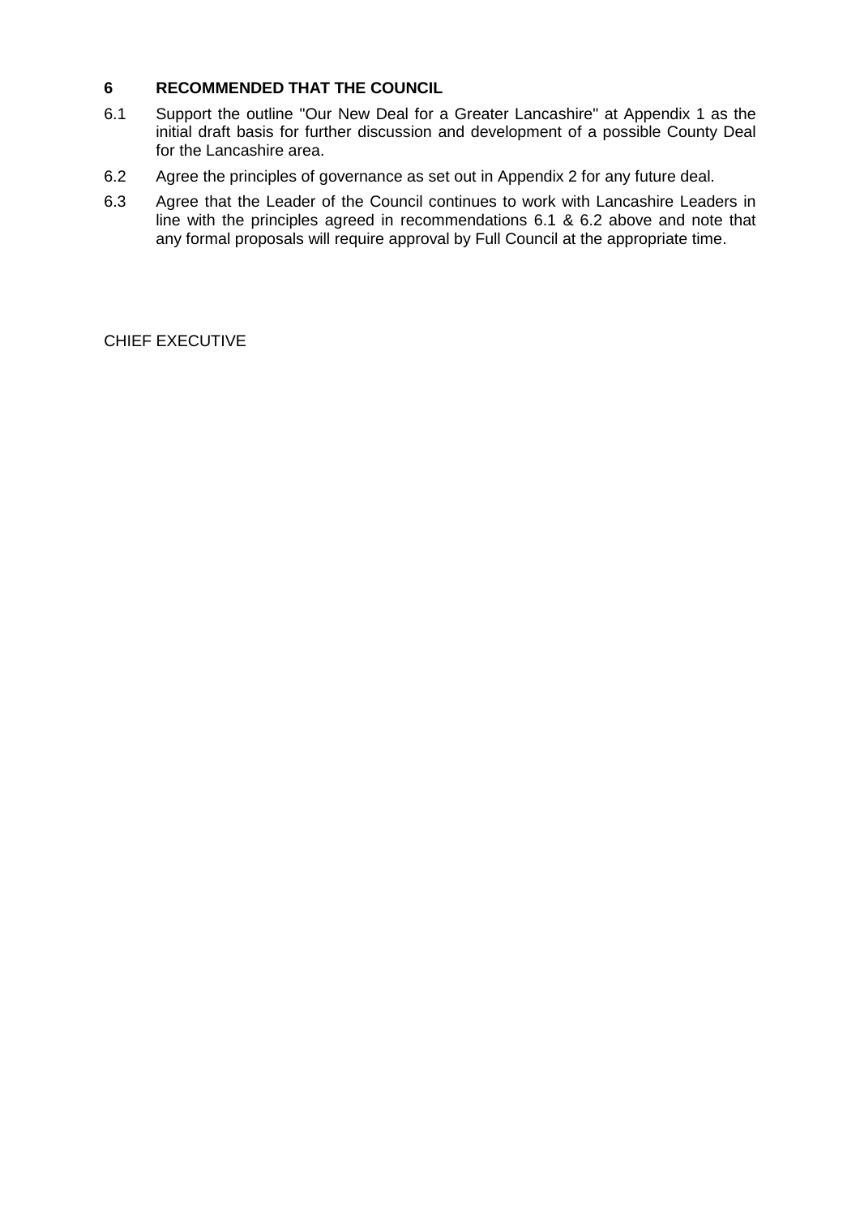## 6 RECOMMENDED THAT THE COUNCIL

6.1 Support the outline "Our New Deal for a Greater Lancashire" at Appendix 1 as the initial draft basis for further discussion and development of a possible County Deal for the Lancashire area.

6.2 Agree the principles of governance as set out in Appendix 2 for any future deal.

6.3 Agree that the Leader of the Council continues to work with Lancashire Leaders in line with the principles agreed in recommendations 6.1 & 6.2 above and note that any formal proposals will require approval by Full Council at the appropriate time.

CHIEF EXECUTIVE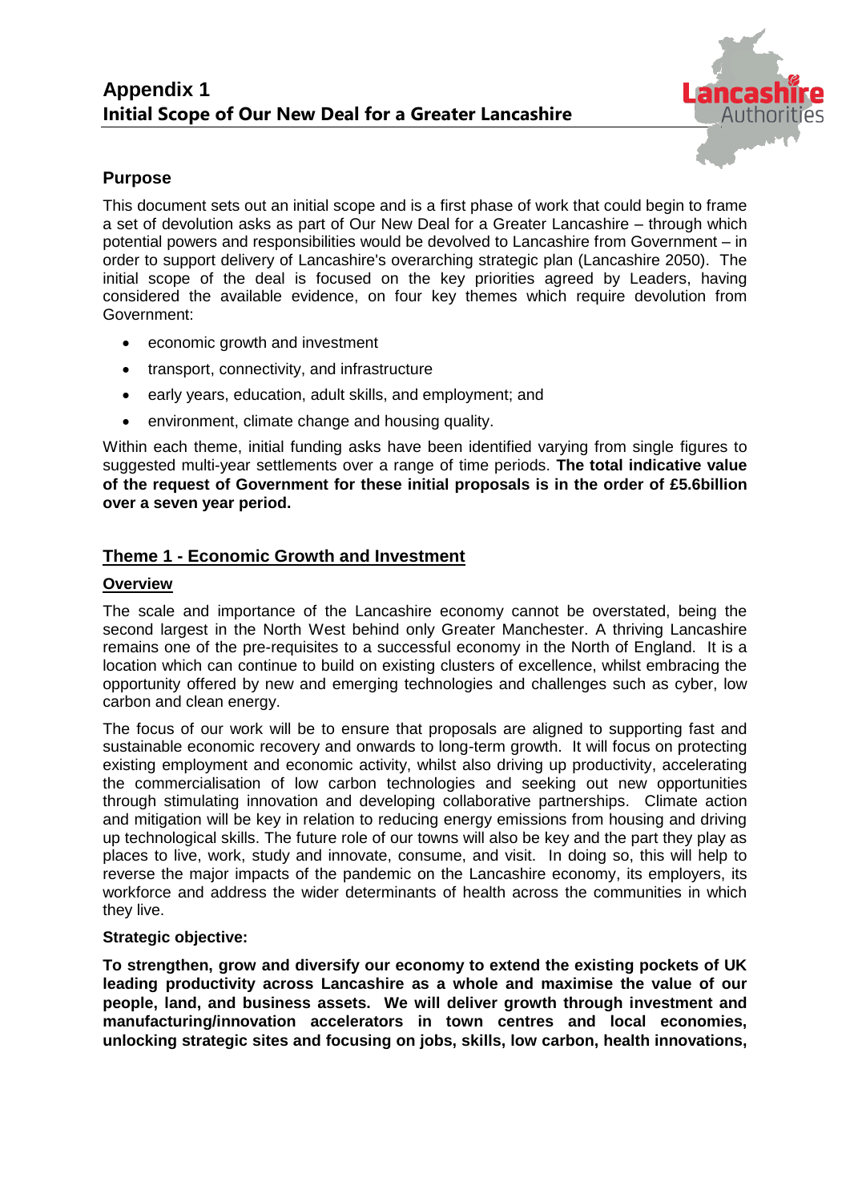# Appendix 1
## Initial Scope of Our New Deal for a Greater Lancashire

### Purpose

This document sets out an initial scope and is a first phase of work that could begin to frame a set of devolution asks as part of Our New Deal for a Greater Lancashire – through which potential powers and responsibilities would be devolved to Lancashire from Government – in order to support delivery of Lancashire's overarching strategic plan (Lancashire 2050). The initial scope of the deal is focused on the key priorities agreed by Leaders, having considered the available evidence, on four key themes which require devolution from Government:

- economic growth and investment
- transport, connectivity, and infrastructure
- early years, education, adult skills, and employment; and
- environment, climate change and housing quality.

Within each theme, initial funding asks have been identified varying from single figures to suggested multi-year settlements over a range of time periods. **The total indicative value of the request of Government for these initial proposals is in the order of £5.6billion over a seven year period.**

### Theme 1 - Economic Growth and Investment

#### Overview

The scale and importance of the Lancashire economy cannot be overstated, being the second largest in the North West behind only Greater Manchester. A thriving Lancashire remains one of the pre-requisites to a successful economy in the North of England. It is a location which can continue to build on existing clusters of excellence, whilst embracing the opportunity offered by new and emerging technologies and challenges such as cyber, low carbon and clean energy.

The focus of our work will be to ensure that proposals are aligned to supporting fast and sustainable economic recovery and onwards to long-term growth. It will focus on protecting existing employment and economic activity, whilst also driving up productivity, accelerating the commercialisation of low carbon technologies and seeking out new opportunities through stimulating innovation and developing collaborative partnerships. Climate action and mitigation will be key in relation to reducing energy emissions from housing and driving up technological skills. The future role of our towns will also be key and the part they play as places to live, work, study and innovate, consume, and visit. In doing so, this will help to reverse the major impacts of the pandemic on the Lancashire economy, its employers, its workforce and address the wider determinants of health across the communities in which they live.

**Strategic objective:**

**To strengthen, grow and diversify our economy to extend the existing pockets of UK leading productivity across Lancashire as a whole and maximise the value of our people, land, and business assets. We will deliver growth through investment and manufacturing/innovation accelerators in town centres and local economies, unlocking strategic sites and focusing on jobs, skills, low carbon, health innovations,**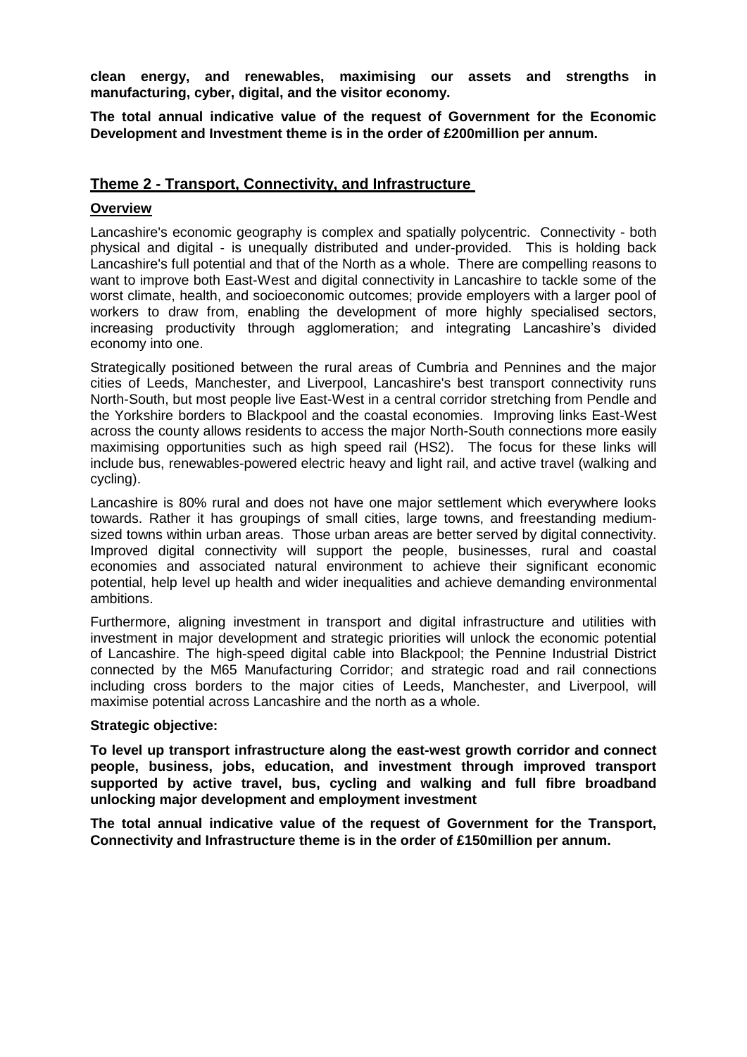**clean energy, and renewables, maximising our assets and strengths in manufacturing, cyber, digital, and the visitor economy.**

**The total annual indicative value of the request of Government for the Economic Development and Investment theme is in the order of £200million per annum.**

## Theme 2 - Transport, Connectivity, and Infrastructure

### Overview

Lancashire's economic geography is complex and spatially polycentric. Connectivity - both physical and digital - is unequally distributed and under-provided. This is holding back Lancashire's full potential and that of the North as a whole. There are compelling reasons to want to improve both East-West and digital connectivity in Lancashire to tackle some of the worst climate, health, and socioeconomic outcomes; provide employers with a larger pool of workers to draw from, enabling the development of more highly specialised sectors, increasing productivity through agglomeration; and integrating Lancashire's divided economy into one.

Strategically positioned between the rural areas of Cumbria and Pennines and the major cities of Leeds, Manchester, and Liverpool, Lancashire's best transport connectivity runs North-South, but most people live East-West in a central corridor stretching from Pendle and the Yorkshire borders to Blackpool and the coastal economies. Improving links East-West across the county allows residents to access the major North-South connections more easily maximising opportunities such as high speed rail (HS2). The focus for these links will include bus, renewables-powered electric heavy and light rail, and active travel (walking and cycling).

Lancashire is 80% rural and does not have one major settlement which everywhere looks towards. Rather it has groupings of small cities, large towns, and freestanding medium-sized towns within urban areas. Those urban areas are better served by digital connectivity. Improved digital connectivity will support the people, businesses, rural and coastal economies and associated natural environment to achieve their significant economic potential, help level up health and wider inequalities and achieve demanding environmental ambitions.

Furthermore, aligning investment in transport and digital infrastructure and utilities with investment in major development and strategic priorities will unlock the economic potential of Lancashire. The high-speed digital cable into Blackpool; the Pennine Industrial District connected by the M65 Manufacturing Corridor; and strategic road and rail connections including cross borders to the major cities of Leeds, Manchester, and Liverpool, will maximise potential across Lancashire and the north as a whole.

**Strategic objective:**

**To level up transport infrastructure along the east-west growth corridor and connect people, business, jobs, education, and investment through improved transport supported by active travel, bus, cycling and walking and full fibre broadband unlocking major development and employment investment**

**The total annual indicative value of the request of Government for the Transport, Connectivity and Infrastructure theme is in the order of £150million per annum.**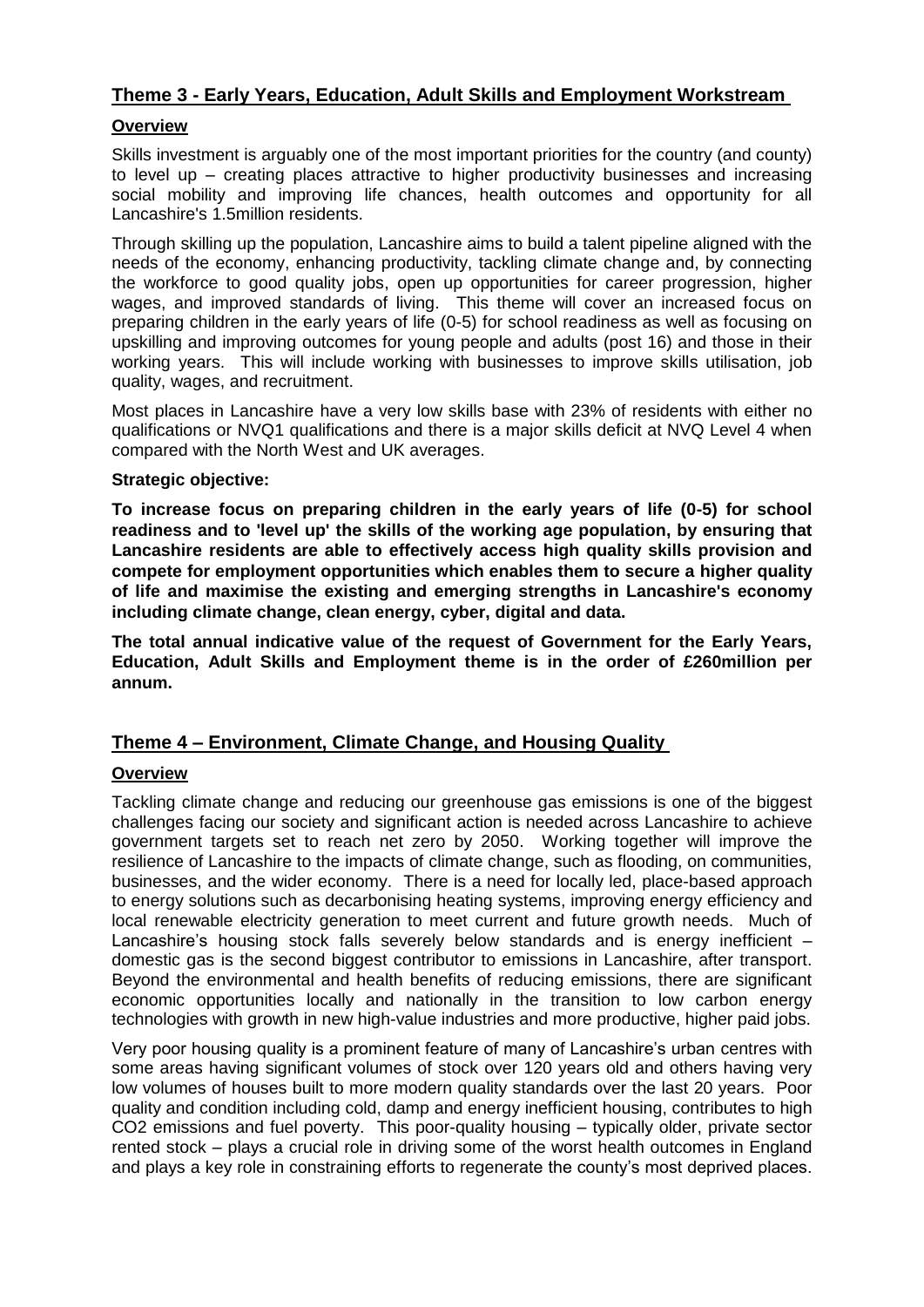## Theme 3 - Early Years, Education, Adult Skills and Employment Workstream

### Overview

Skills investment is arguably one of the most important priorities for the country (and county) to level up – creating places attractive to higher productivity businesses and increasing social mobility and improving life chances, health outcomes and opportunity for all Lancashire's 1.5million residents.

Through skilling up the population, Lancashire aims to build a talent pipeline aligned with the needs of the economy, enhancing productivity, tackling climate change and, by connecting the workforce to good quality jobs, open up opportunities for career progression, higher wages, and improved standards of living. This theme will cover an increased focus on preparing children in the early years of life (0-5) for school readiness as well as focusing on upskilling and improving outcomes for young people and adults (post 16) and those in their working years. This will include working with businesses to improve skills utilisation, job quality, wages, and recruitment.

Most places in Lancashire have a very low skills base with 23% of residents with either no qualifications or NVQ1 qualifications and there is a major skills deficit at NVQ Level 4 when compared with the North West and UK averages.

**Strategic objective:**

**To increase focus on preparing children in the early years of life (0-5) for school readiness and to 'level up' the skills of the working age population, by ensuring that Lancashire residents are able to effectively access high quality skills provision and compete for employment opportunities which enables them to secure a higher quality of life and maximise the existing and emerging strengths in Lancashire's economy including climate change, clean energy, cyber, digital and data.**

**The total annual indicative value of the request of Government for the Early Years, Education, Adult Skills and Employment theme is in the order of £260million per annum.**

## Theme 4 – Environment, Climate Change, and Housing Quality

### Overview

Tackling climate change and reducing our greenhouse gas emissions is one of the biggest challenges facing our society and significant action is needed across Lancashire to achieve government targets set to reach net zero by 2050. Working together will improve the resilience of Lancashire to the impacts of climate change, such as flooding, on communities, businesses, and the wider economy. There is a need for locally led, place-based approach to energy solutions such as decarbonising heating systems, improving energy efficiency and local renewable electricity generation to meet current and future growth needs. Much of Lancashire's housing stock falls severely below standards and is energy inefficient – domestic gas is the second biggest contributor to emissions in Lancashire, after transport. Beyond the environmental and health benefits of reducing emissions, there are significant economic opportunities locally and nationally in the transition to low carbon energy technologies with growth in new high-value industries and more productive, higher paid jobs.

Very poor housing quality is a prominent feature of many of Lancashire's urban centres with some areas having significant volumes of stock over 120 years old and others having very low volumes of houses built to more modern quality standards over the last 20 years. Poor quality and condition including cold, damp and energy inefficient housing, contributes to high $CO_2$ emissions and fuel poverty. This poor-quality housing – typically older, private sector rented stock – plays a crucial role in driving some of the worst health outcomes in England and plays a key role in constraining efforts to regenerate the county's most deprived places.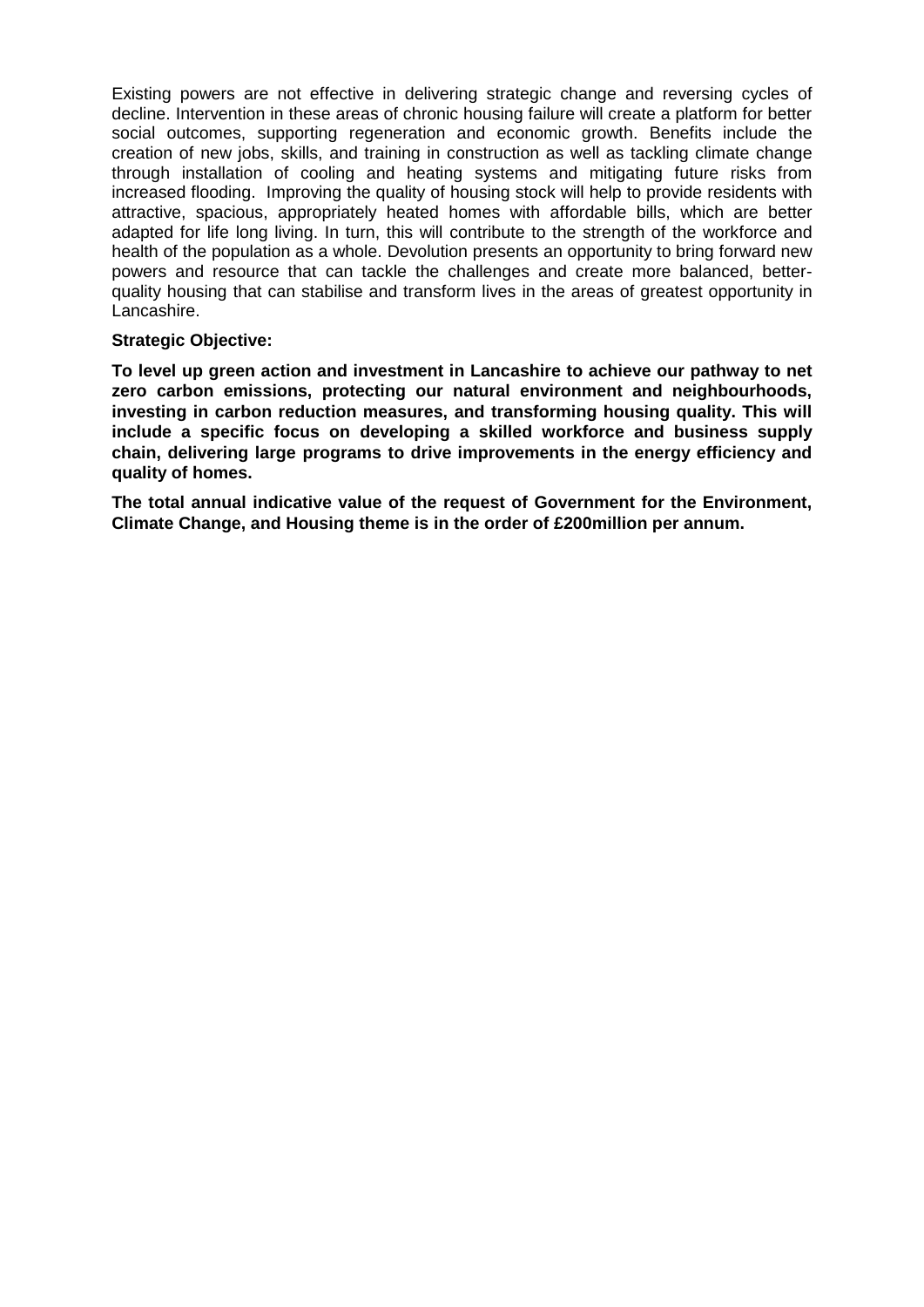Existing powers are not effective in delivering strategic change and reversing cycles of decline. Intervention in these areas of chronic housing failure will create a platform for better social outcomes, supporting regeneration and economic growth. Benefits include the creation of new jobs, skills, and training in construction as well as tackling climate change through installation of cooling and heating systems and mitigating future risks from increased flooding. Improving the quality of housing stock will help to provide residents with attractive, spacious, appropriately heated homes with affordable bills, which are better adapted for life long living. In turn, this will contribute to the strength of the workforce and health of the population as a whole. Devolution presents an opportunity to bring forward new powers and resource that can tackle the challenges and create more balanced, better-quality housing that can stabilise and transform lives in the areas of greatest opportunity in Lancashire.

**Strategic Objective:**

**To level up green action and investment in Lancashire to achieve our pathway to net zero carbon emissions, protecting our natural environment and neighbourhoods, investing in carbon reduction measures, and transforming housing quality. This will include a specific focus on developing a skilled workforce and business supply chain, delivering large programs to drive improvements in the energy efficiency and quality of homes.**

**The total annual indicative value of the request of Government for the Environment, Climate Change, and Housing theme is in the order of £200million per annum.**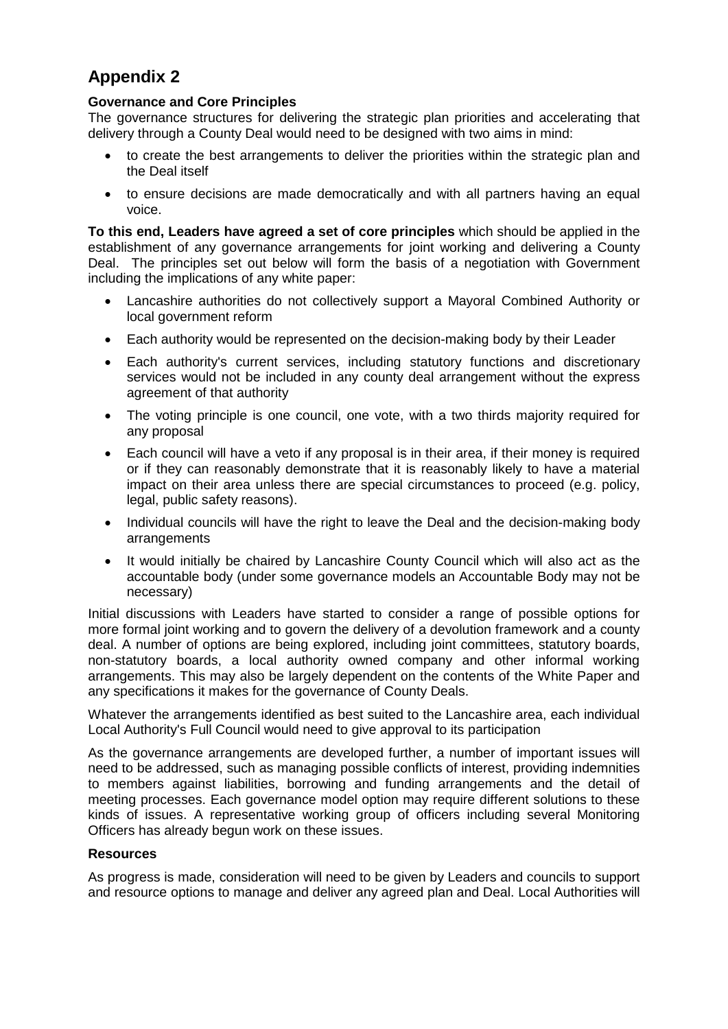# Appendix 2

**Governance and Core Principles**

The governance structures for delivering the strategic plan priorities and accelerating that delivery through a County Deal would need to be designed with two aims in mind:

- to create the best arrangements to deliver the priorities within the strategic plan and the Deal itself
- to ensure decisions are made democratically and with all partners having an equal voice.

**To this end, Leaders have agreed a set of core principles** which should be applied in the establishment of any governance arrangements for joint working and delivering a County Deal. The principles set out below will form the basis of a negotiation with Government including the implications of any white paper:

- Lancashire authorities do not collectively support a Mayoral Combined Authority or local government reform
- Each authority would be represented on the decision-making body by their Leader
- Each authority's current services, including statutory functions and discretionary services would not be included in any county deal arrangement without the express agreement of that authority
- The voting principle is one council, one vote, with a two thirds majority required for any proposal
- Each council will have a veto if any proposal is in their area, if their money is required or if they can reasonably demonstrate that it is reasonably likely to have a material impact on their area unless there are special circumstances to proceed (e.g. policy, legal, public safety reasons).
- Individual councils will have the right to leave the Deal and the decision-making body arrangements
- It would initially be chaired by Lancashire County Council which will also act as the accountable body (under some governance models an Accountable Body may not be necessary)

Initial discussions with Leaders have started to consider a range of possible options for more formal joint working and to govern the delivery of a devolution framework and a county deal. A number of options are being explored, including joint committees, statutory boards, non-statutory boards, a local authority owned company and other informal working arrangements. This may also be largely dependent on the contents of the White Paper and any specifications it makes for the governance of County Deals.

Whatever the arrangements identified as best suited to the Lancashire area, each individual Local Authority's Full Council would need to give approval to its participation

As the governance arrangements are developed further, a number of important issues will need to be addressed, such as managing possible conflicts of interest, providing indemnities to members against liabilities, borrowing and funding arrangements and the detail of meeting processes. Each governance model option may require different solutions to these kinds of issues. A representative working group of officers including several Monitoring Officers has already begun work on these issues.

**Resources**

As progress is made, consideration will need to be given by Leaders and councils to support and resource options to manage and deliver any agreed plan and Deal. Local Authorities will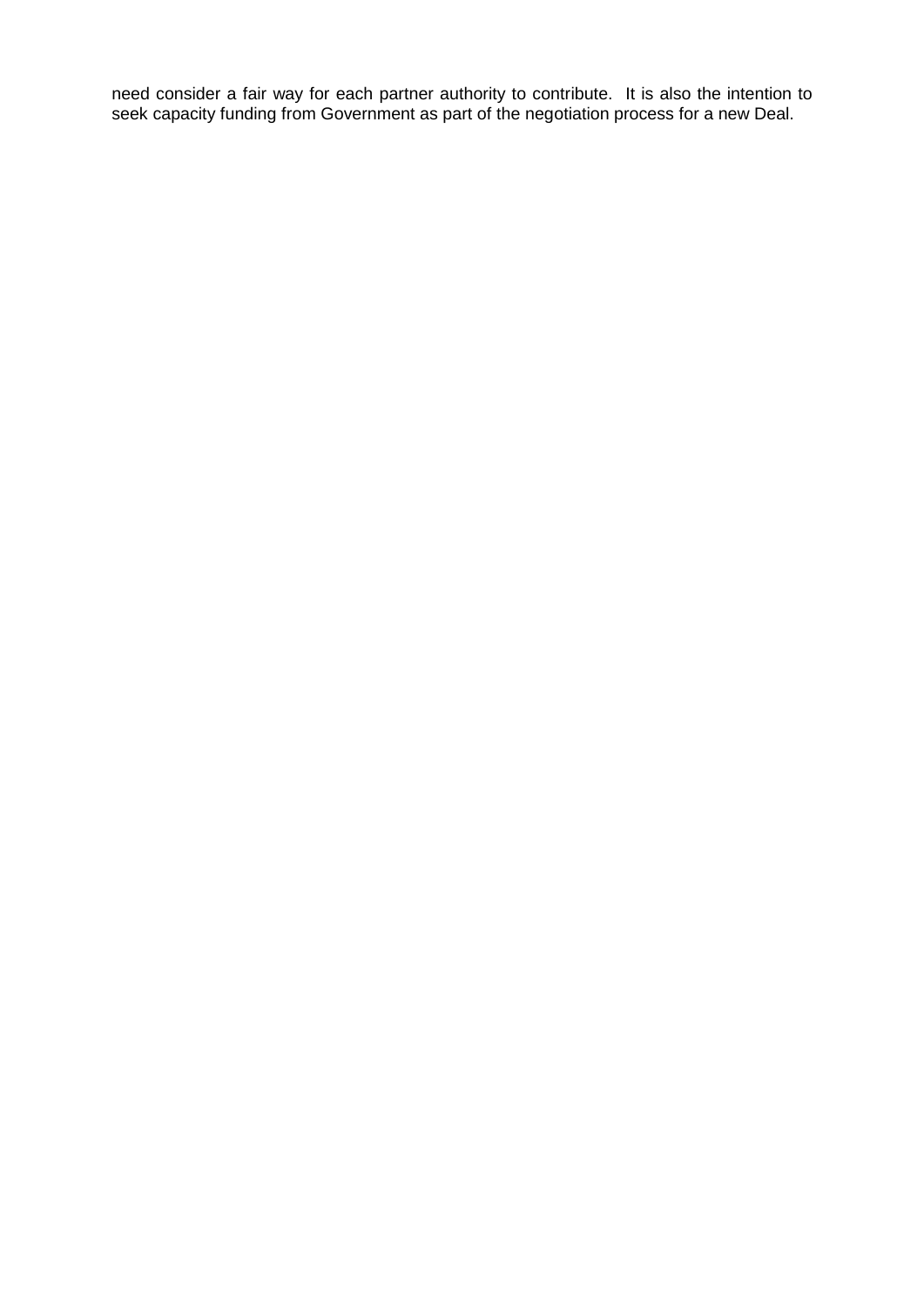need consider a fair way for each partner authority to contribute. It is also the intention to seek capacity funding from Government as part of the negotiation process for a new Deal.